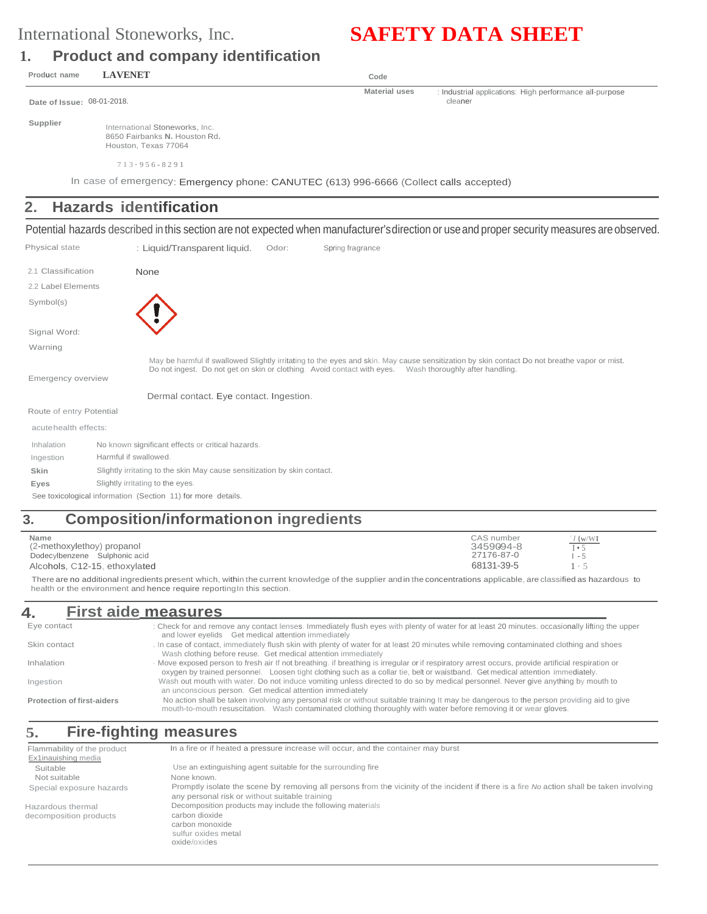International Stoneworks, Inc.

# SAFETY DATA SHEET

## 1. Product and company identification

**Product name** **LAVENET**

**Code**

**Date of Issue:** 08-01-2018.

**Material uses** : Industrial applications: High performance all-purpose cleaner

**Supplier**

International Stoneworks, Inc.
8650 Fairbanks N. Houston Rd.
Houston, Texas 77064

713·956-8291

In case of emergency: Emergency phone: CANUTEC (613) 996-6666 (Collect calls accepted)

## 2. Hazards identification

Potential hazards described in this section are not expected when manufacturer's direction or use and proper security measures are observed.

Physical state : Liquid/Transparent liquid. Odor: Spring fragrance

2.1 Classification None

2.2 Label Elements

Symbol(s)

Signal Word:

Warning

Emergency overview

May be harmful if swallowed Slightly irritating to the eyes and skin. May cause sensitization by skin contact Do not breathe vapor or mist. Do not ingest. Do not get on skin or clothing. Avoid contact with eyes. Wash thoroughly after handling.

Route of entry Potential

Dermal contact. Eye contact. Ingestion.

acute health effects:

| | |
|---|---|
| Inhalation | No known significant effects or critical hazards. |
| Ingestion | Harmful if swallowed. |
| **Skin** | Slightly irritating to the skin May cause sensitization by skin contact. |
| **Eyes** | Slightly irritating to the eyes. |

See toxicological information (Section 11) for more details.

## 3. Composition/information on ingredients

| Name | CAS number | % (w/W) |
|---|---|---|
| (2-methoxylethoy) propanol | 3459094-8 | 1-5 |
| Dodecylbenzene Sulphonic acid | 27176-87-0 | 1-5 |
| Alcohols, C12-15, ethoxylated | 68131-39-5 | 1-5 |

There are no additional ingredients present which, within the current knowledge of the supplier and in the concentrations applicable, are classified as hazardous to health or the environment and hence require reporting In this section.

## 4. First aide measures

| | |
|---|---|
| Eye contact | : Check for and remove any contact lenses. Immediately flush eyes with plenty of water for at least 20 minutes. occasionally lifting the upper and lower eyelids Get medical attention immediately |
| Skin contact | . In case of contact, immediately flush skin with plenty of water for at least 20 minutes while removing contaminated clothing and shoes Wash clothing before reuse. Get medical attention immediately |
| Inhalation | · Move exposed person to fresh air If not breathing. if breathing is irregular or if respiratory arrest occurs, provide artificial respiration or oxygen by trained personnel. Loosen tight clothing such as a collar tie, belt or waistband. Get medical attention immediately. |
| Ingestion | Wash out mouth with water. Do not induce vomiting unless directed to do so by medical personnel. Never give anything by mouth to an unconscious person. Get medical attention immediately |
| **Protection of first-aiders** | No action shall be taken involving any personal risk or without suitable training It may be dangerous to the person providing aid to give mouth-to-mouth resuscitation. Wash contaminated clothing thoroughly with water before removing it or wear gloves. |

## 5. Fire-fighting measures

| | |
|---|---|
| Flammability of the product | In a fire or if heated a pressure increase will occur, and the container may burst |
| Ex1inauishing media | |
| Suitable | Use an extinguishing agent suitable for the surrounding fire |
| Not suitable | None known. |
| Special exposure hazards | Promptly isolate the scene by removing all persons from the vicinity of the incident if there is a fire No action shall be taken involving any personal risk or without suitable training |
| Hazardous thermal decomposition products | Decomposition products may include the following materials carbon dioxide carbon monoxide sulfur oxides metal oxide/oxides |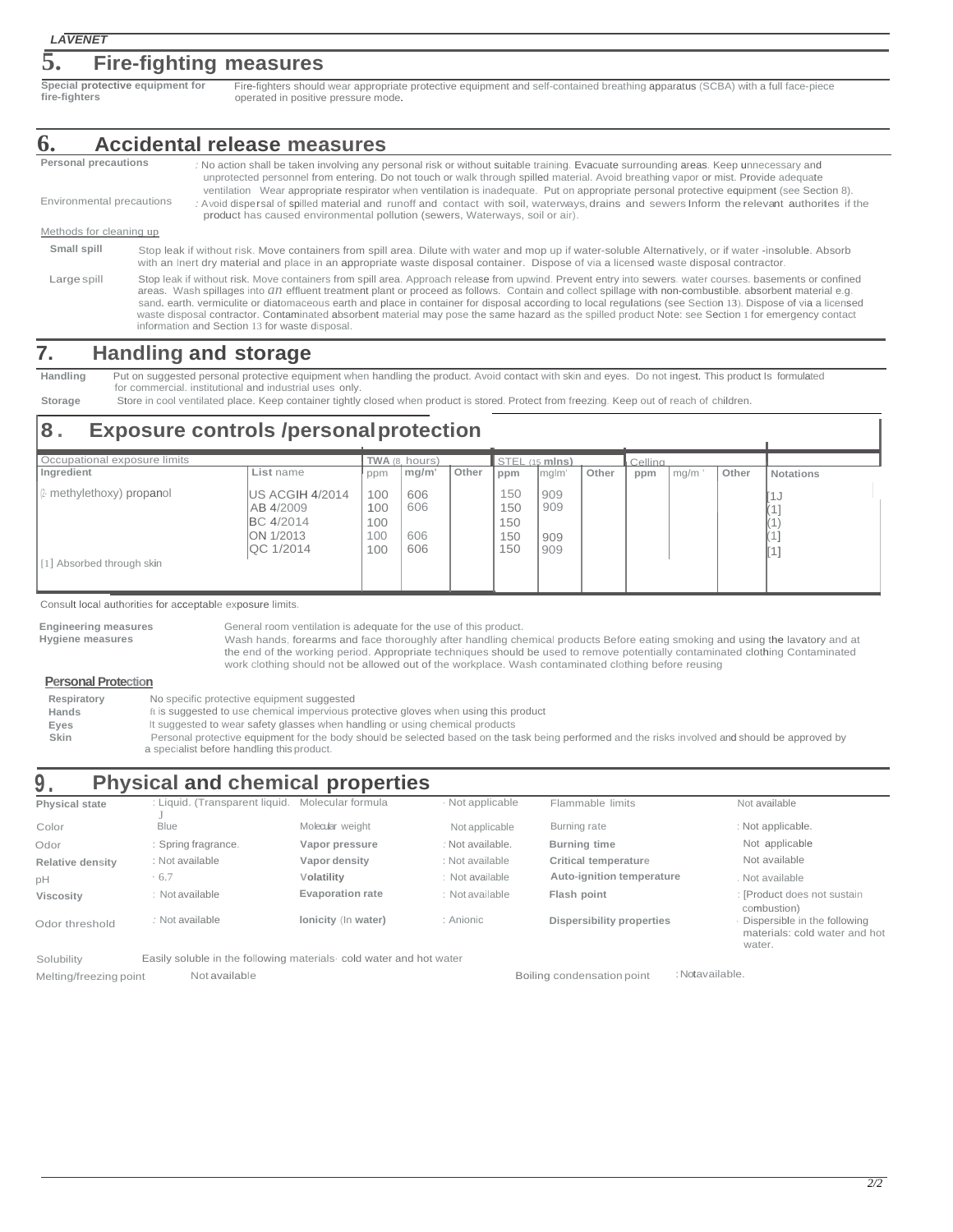## 5. Fire-fighting measures

**Special protective equipment for fire-fighters** Fire-fighters should wear appropriate protective equipment and self-contained breathing apparatus (SCBA) with a full face-piece operated in positive pressure mode.

## 6. Accidental release measures

**Personal precautions** : No action shall be taken involving any personal risk or without suitable training. Evacuate surrounding areas. Keep unnecessary and unprotected personnel from entering. Do not touch or walk through spilled material. Avoid breathing vapor or mist. Provide adequate ventilation Wear appropriate respirator when ventilation is inadequate. Put on appropriate personal protective equipment (see Section 8).

Environmental precautions : Avoid dispersal of spilled material and runoff and contact with soil, waterways, drains and sewers Inform the relevant authorites if the product has caused environmental pollution (sewers, Waterways, soil or air).

Methods for cleaning up

**Small spill** Stop leak if without risk. Move containers from spill area. Dilute with water and mop up if water-soluble Alternatively, or if water -insoluble. Absorb with an Inert dry material and place in an appropriate waste disposal container. Dispose of via a licensed waste disposal contractor.

Large spill Stop leak if without risk. Move containers from spill area. Approach release from upwind. Prevent entry into sewers. water courses. basements or confined areas. Wash spillages into *an* effluent treatment plant or proceed as follows. Contain and collect spillage with non-combustible. absorbent material e.g. sand. earth. vermiculite or diatomaceous earth and place in container for disposal according to local regulations (see Section 13). Dispose of via a licensed waste disposal contractor. Contaminated absorbent material may pose the same hazard as the spilled product Note: see Section 1 for emergency contact information and Section 13 for waste disposal.

## 7. Handling and storage

**Handling** Put on suggested personal protective equipment when handling the product. Avoid contact with skin and eyes. Do not ingest. This product Is formulated for commercial. institutional and industrial uses only.

**Storage** Store in cool ventilated place. Keep container tightly closed when product is stored. Protect from freezing. Keep out of reach of children.

## 8. Exposure controls /personal protection

| Occupational exposure limits | | TWA (8 hours) | | | STEL (15 mins) | | | Ceiling | | | |
|---|---|---|---|---|---|---|---|---|---|---|---|
| **Ingredient** | **List** name | ppm | mg/m' | Other | ppm | mglm' | Other | ppm | mg/m ' | Other | **Notations** |
| (2- methylethoxy) propanol | US ACGIH 4/2014 | 100 | 606 | | 150 | 909 | | | | | [1] |
| | AB 4/2009 | 100 | 606 | | 150 | 909 | | | | | (1] |
| | BC 4/2014 | 100 | | | 150 | | | | | | (1) |
| | ON 1/2013 | 100 | 606 | | 150 | 909 | | | | | (1] |
| | QC 1/2014 | 100 | 606 | | 150 | 909 | | | | | [1] |
| [1] Absorbed through skin | | | | | | | | | | | |

Consult local authorities for acceptable exposure limits.

**Engineering measures** General room ventilation is adequate for the use of this product.

**Hygiene measures** Wash hands, forearms and face thoroughly after handling chemical products Before eating smoking and using the lavatory and at the end of the working period. Appropriate techniques should be used to remove potentially contaminated clothing Contaminated work clothing should not be allowed out of the workplace. Wash contaminated clothing before reusing

**Personal Protection**

**Respiratory** No specific protective equipment suggested

**Hands** It is suggested to use chemical impervious protective gloves when using this product

**Eyes** It suggested to wear safety glasses when handling or using chemical products

**Skin** Personal protective equipment for the body should be selected based on the task being performed and the risks involved and should be approved by a specialist before handling this product.

## 9. Physical and chemical properties

| | | | | | |
|---|---|---|---|---|---|
| **Physical state** | : Liquid. (Transparent liquid. ) | Molecular formula | : Not applicable | Flammable limits | Not available |
| Color | Blue | Molecular weight | Not applicable | Burning rate | : Not applicable. |
| Odor | : Spring fragrance. | **Vapor pressure** | : Not available. | **Burning time** | Not applicable |
| **Relative density** | : Not available | **Vapor density** | : Not available | **Critical temperature** | Not available |
| pH | : 6.7 | **Volatility** | : Not available | **Auto-ignition temperature** | : Not available |
| **Viscosity** | : Not available | **Evaporation rate** | : Not available | **Flash point** | : [Product does not sustain combustion) |
| Odor threshold | : Not available | **Ionicity** (In **water)** | : Anionic | **Dispersibility properties** | : Dispersible in the following materials: cold water and hot water. |

Solubility Easily soluble in the following materials: cold water and hot water

Melting/freezing point Not available Boiling condensation point : Not available.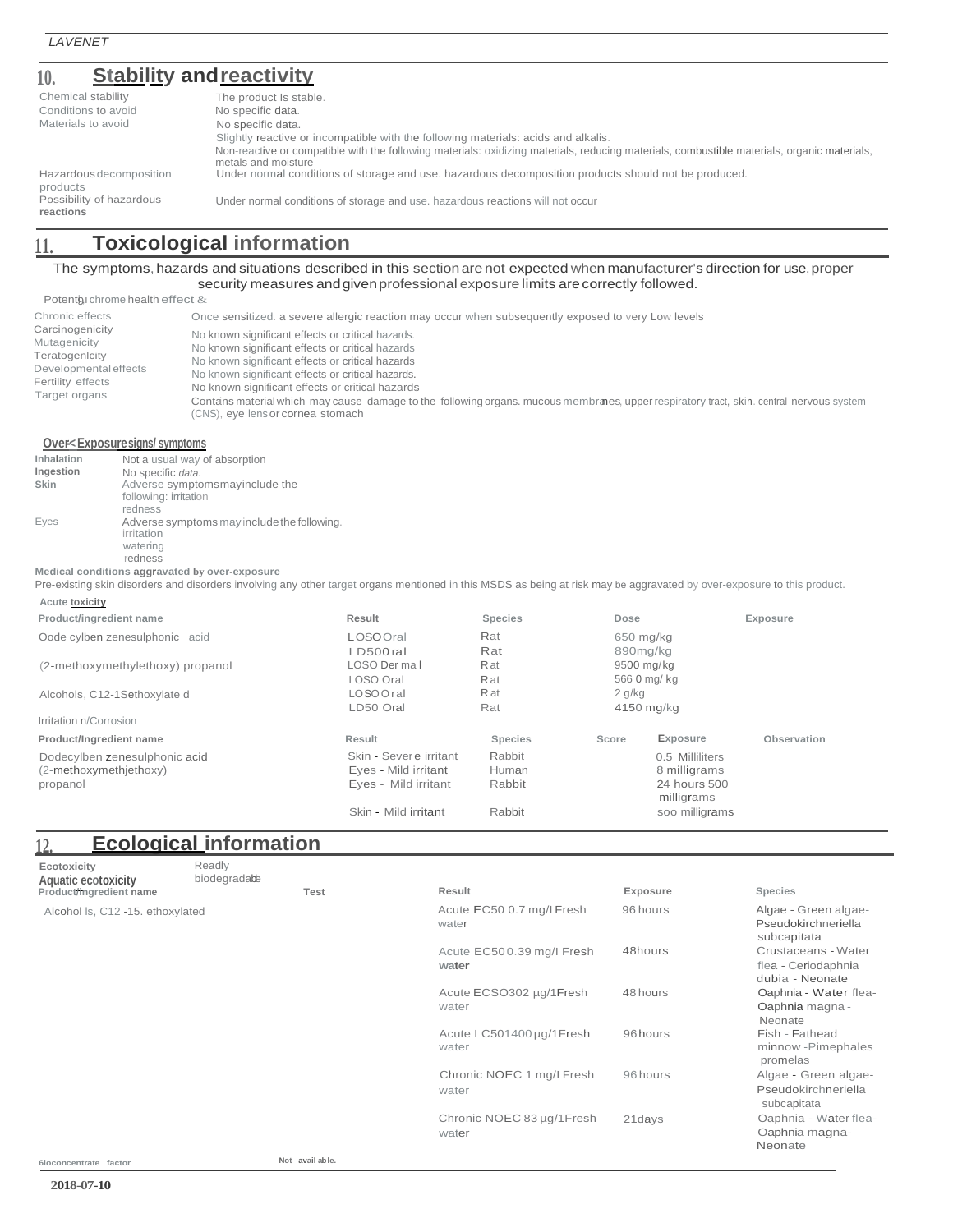## 10. Stability and reactivity

| | |
|---|---|
| Chemical stability | The product Is stable. |
| Conditions to avoid | No specific data. |
| Materials to avoid | No specific data.<br>Slightly reactive or incompatible with the following materials: acids and alkalis.<br>Non-reactive or compatible with the following materials: oxidizing materials, reducing materials, combustible materials, organic materials, metals and moisture |
| Hazardous decomposition products | Under normal conditions of storage and use. hazardous decomposition products should not be produced. |
| Possibility of hazardous reactions | Under normal conditions of storage and use. hazardous reactions will not occur |

## 11. Toxicological information

The symptoms, hazards and situations described in this section are not expected when manufacturer's direction for use, proper security measures and given professional exposure limits are correctly followed.

Potentgal chrome health effect &

| | |
|---|---|
| Chronic effects | Once sensitized. a severe allergic reaction may occur when subsequently exposed to very Low levels |
| Carcinogenicity | No known significant effects or critical hazards. |
| Mutagenicity | No known significant effects or critical hazards |
| Teratogenlcity | No known significant effects or critical hazards |
| Developmental effects | No known significant effects or critical hazards. |
| Fertility effects | No known significant effects or critical hazards |
| Target organs | Contains material which may cause damage to the following organs. mucous membranes, upper respiratory tract, skin. central nervous system (CNS), eye lens or cornea stomach |

**Over< Exposure signs/ symptoms**

| | |
|---|---|
| Inhalation | Not a usual way of absorption |
| Ingestion | No specific data. |
| Skin | Adverse symptoms may include the following: irritation<br>redness |
| Eyes | Adverse symptoms may include the following.<br>irritation<br>watering<br>redness |

**Medical conditions aggravated by over-exposure**

Pre-existing skin disorders and disorders involving any other target organs mentioned in this MSDS as being at risk may be aggravated by over-exposure to this product.

**Acute toxicity**

| Product/ingredient name | Result | Species | Dose | Exposure |
|---|---|---|---|---|
| Oode cylben zenesulphonic acid | LOSO Oral | Rat | 650 mg/kg | |
| | LD500ral | Rat | 890mg/kg | |
| (2-methoxymethylethoxy) propanol | LOSO Der ma l | Rat | 9500 mg/kg | |
| | LOSO Oral | Rat | 566 0 mg/ kg | |
| Alcohols, C12-15ethoxylate d | LOSO Oral | Rat | 2 g/kg | |
| | LD50 Oral | Rat | 4150 mg/kg | |

Irritation n/Corrosion

| Product/Ingredient name | Result | Species | Score | Exposure | Observation |
|---|---|---|---|---|---|
| Dodecylben zenesulphonic acid | Skin - Severe irritant | Rabbit | | 0.5 Milliliters | |
| (2-methoxymethjethoxy) propanol | Eyes - Mild irritant | Human | | 8 milligrams | |
| | Eyes - Mild irritant | Rabbit | | 24 hours 500 milligrams | |
| | Skin - Mild irritant | Rabbit | | soo milligrams | |

## 12. Ecological information

**Ecotoxicity** Readly biodegradable

**Aquatic ecotoxicity**

| Product/ingredient name | Test | Result | Exposure | Species |
|---|---|---|---|---|
| Alcohol ls, C12 -15. ethoxylated | | Acute EC50 0.7 mg/l Fresh water | 96 hours | Algae - Green algae- Pseudokirchneriella subcapitata |
| | | Acute EC50 0.39 mg/l Fresh water | 48hours | Crustaceans - Water flea - Ceriodaphnia dubia - Neonate |
| | | Acute ECSO302 µg/1Fresh water | 48 hours | Oaphnia - Water flea- Oaphnia magna - Neonate |
| | | Acute LC501400 µg/1Fresh water | 96 hours | Fish - Fathead minnow -Pimephales promelas |
| | | Chronic NOEC 1 mg/l Fresh water | 96 hours | Algae - Green algae- Pseudokirchneriella subcapitata |
| | | Chronic NOEC 83 µg/1Fresh water | 21days | Oaphnia - Water flea- Oaphnia magna- Neonate |

6ioconcentrate factor — Not available.

2018-07-10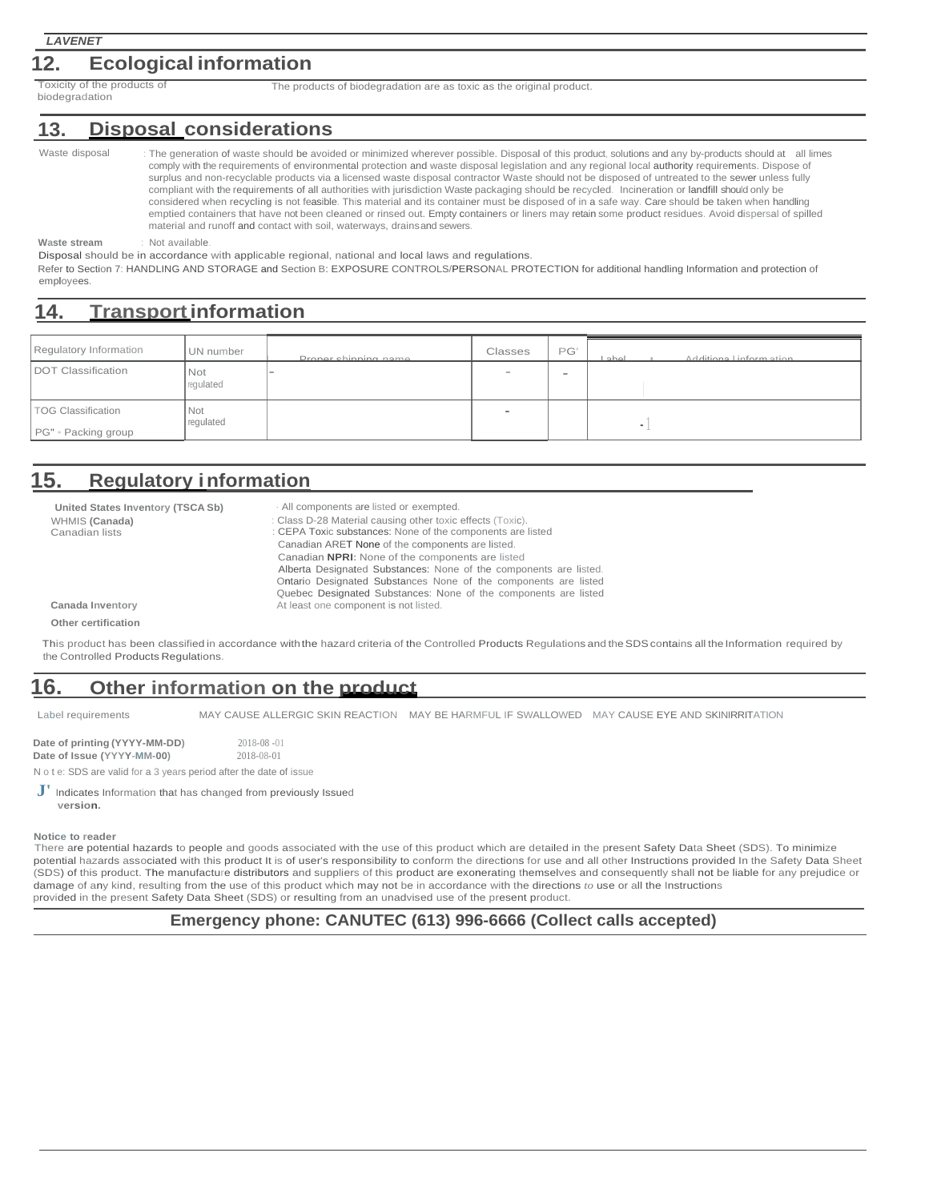*LAVENET*

## 12. Ecological information

Toxicity of the products of biodegradation — The products of biodegradation are as toxic as the original product.

## 13. Disposal considerations

Waste disposal : The generation of waste should be avoided or minimized wherever possible. Disposal of this product, solutions and any by-products should at all limes comply with the requirements of environmental protection and waste disposal legislation and any regional local authority requirements. Dispose of surplus and non-recyclable products via a licensed waste disposal contractor Waste should not be disposed of untreated to the sewer unless fully compliant with the requirements of all authorities with jurisdiction Waste packaging should be recycled. Incineration or landfill should only be considered when recycling is not feasible. This material and its container must be disposed of in a safe way. Care should be taken when handling emptied containers that have not been cleaned or rinsed out. Empty containers or liners may retain some product residues. Avoid dispersal of spilled material and runoff and contact with soil, waterways, drains and sewers.

**Waste stream** : Not available.

Disposal should be in accordance with applicable regional, national and local laws and regulations.

Refer to Section 7: HANDLING AND STORAGE and Section B: EXPOSURE CONTROLS/PERSONAL PROTECTION for additional handling Information and protection of employees.

## 14. Transport information

| Regulatory Information | UN number | Proper shipping name | Classes | PG' | Label | Additional information |
|---|---|---|---|---|---|---|
| DOT Classification | Not regulated | - | - | - | | |
| TOG Classification | Not regulated | | - | | | -1 |

PG" - Packing group

## 15. Regulatory information

**United States Inventory (TSCA Sb)** · All components are listed or exempted.

WHMIS **(Canada)** : Class D-28 Material causing other toxic effects (Toxic).

Canadian lists : CEPA Toxic substances: None of the components are listed
Canadian ARET None of the components are listed.
Canadian **NPRI**: None of the components are listed
Alberta Designated Substances: None of the components are listed.
Ontario Designated Substances None of the components are listed
Quebec Designated Substances: None of the components are listed

**Canada Inventory** At least one component is not listed.

**Other certification**

This product has been classified in accordance with the hazard criteria of the Controlled Products Regulations and the SDS contains all the Information required by the Controlled Products Regulations.

## 16. Other information on the product

Label requirements — MAY CAUSE ALLERGIC SKIN REACTION MAY BE HARMFUL IF SWALLOWED MAY CAUSE EYE AND SKINIRRITATION

**Date of printing (YYYY-MM-DD)** 2018-08-01
**Date of Issue (YYYY-MM-00)** 2018-08-01

Note: SDS are valid for a 3 years period after the date of issue

J' Indicates Information that has changed from previously Issued **version.**

**Notice to reader**

There are potential hazards to people and goods associated with the use of this product which are detailed in the present Safety Data Sheet (SDS). To minimize potential hazards associated with this product It is of user's responsibility to conform the directions for use and all other Instructions provided In the Safety Data Sheet (SDS) of this product. The manufacture distributors and suppliers of this product are exonerating themselves and consequently shall not be liable for any prejudice or damage of any kind, resulting from the use of this product which may not be in accordance with the directions *to* use or all the Instructions provided in the present Safety Data Sheet (SDS) or resulting from an unadvised use of the present product.

**Emergency phone: CANUTEC (613) 996-6666 (Collect calls accepted)**